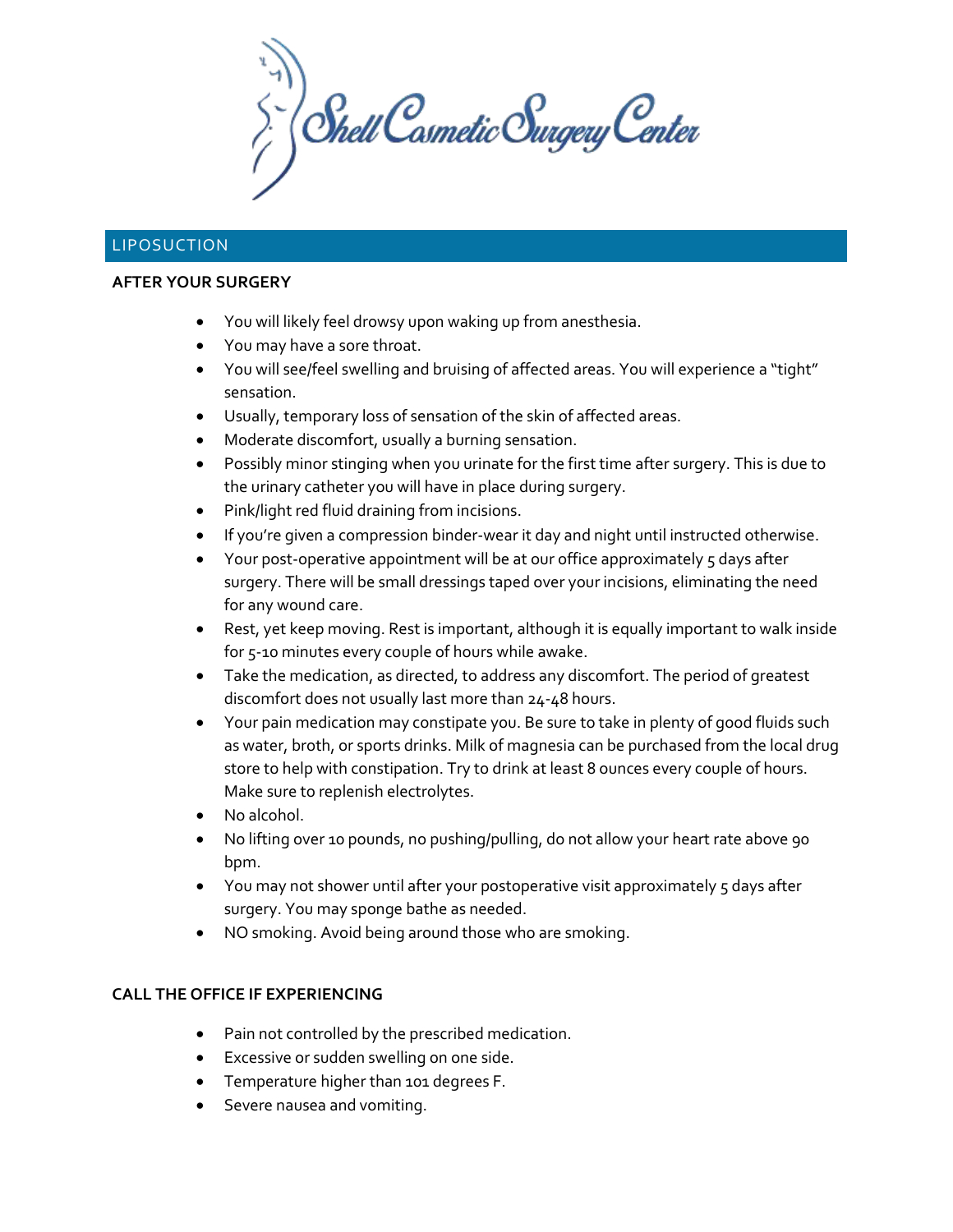# Shell Cosmetic Surgery Center

## LIPOSUCTION

### AFTER YOUR SURGERY

- You will likely feel drowsy upon waking up from anesthesia.
- You may have a sore throat.
- You will see/feel swelling and bruising of affected areas. You will experience a "tight" sensation.
- Usually, temporary loss of sensation of the skin of affected areas.
- Moderate discomfort, usually a burning sensation.
- Possibly minor stinging when you urinate for the first time after surgery. This is due to the urinary catheter you will have in place during surgery.
- Pink/light red fluid draining from incisions.
- If you're given a compression binder-wear it day and night until instructed otherwise.
- Your post-operative appointment will be at our office approximately 5 days after surgery. There will be small dressings taped over your incisions, eliminating the need for any wound care.
- Rest, yet keep moving. Rest is important, although it is equally important to walk inside for 5-10 minutes every couple of hours while awake.
- Take the medication, as directed, to address any discomfort. The period of greatest discomfort does not usually last more than 24-48 hours.
- Your pain medication may constipate you. Be sure to take in plenty of good fluids such as water, broth, or sports drinks. Milk of magnesia can be purchased from the local drug store to help with constipation. Try to drink at least 8 ounces every couple of hours. Make sure to replenish electrolytes.
- No alcohol.
- No lifting over 10 pounds, no pushing/pulling, do not allow your heart rate above 90 bpm.
- You may not shower until after your postoperative visit approximately 5 days after surgery. You may sponge bathe as needed.
- NO smoking. Avoid being around those who are smoking.

### CALL THE OFFICE IF EXPERIENCING

- Pain not controlled by the prescribed medication.
- Excessive or sudden swelling on one side.
- Temperature higher than 101 degrees F.
- Severe nausea and vomiting.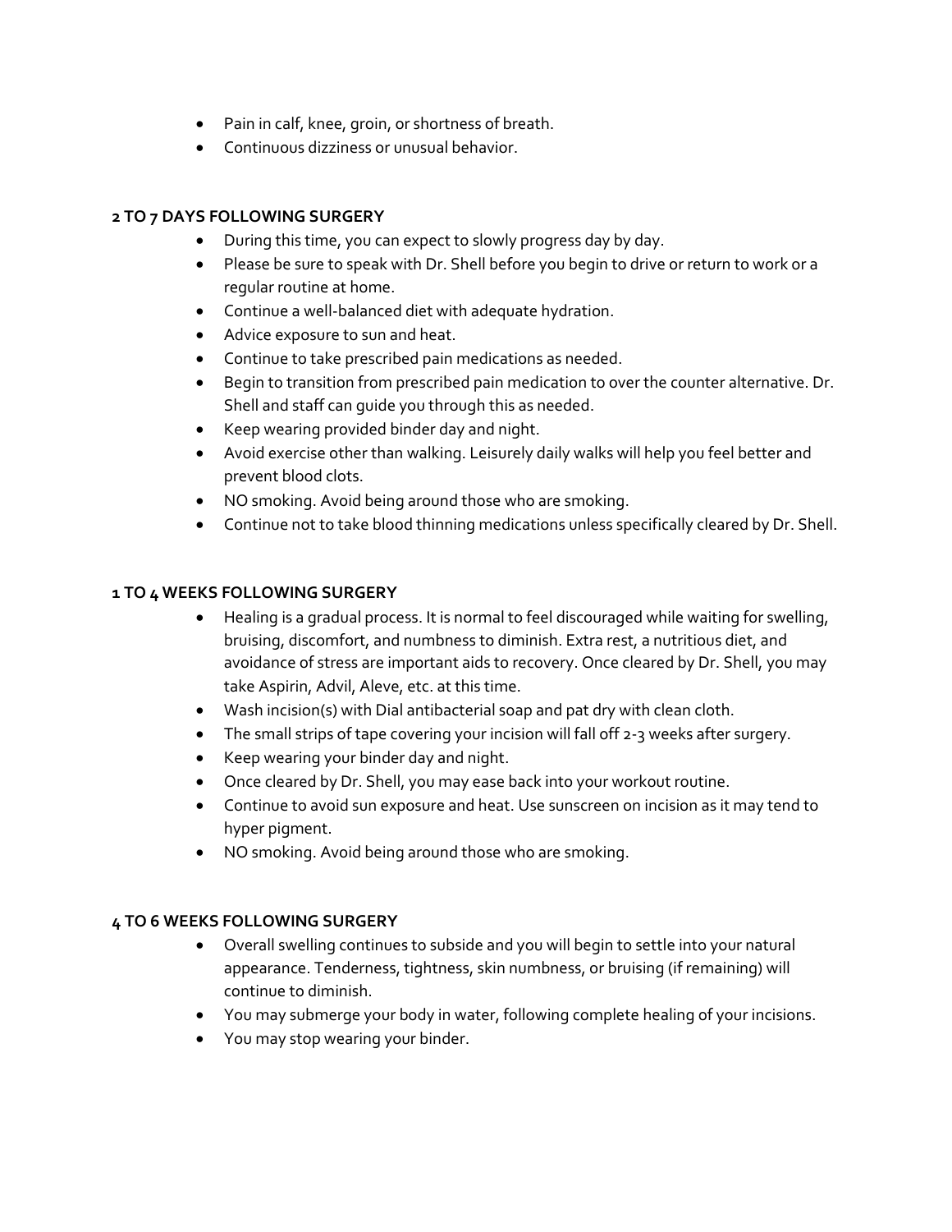- Pain in calf, knee, groin, or shortness of breath.
- Continuous dizziness or unusual behavior.

**2 TO 7 DAYS FOLLOWING SURGERY**

- During this time, you can expect to slowly progress day by day.
- Please be sure to speak with Dr. Shell before you begin to drive or return to work or a regular routine at home.
- Continue a well-balanced diet with adequate hydration.
- Advice exposure to sun and heat.
- Continue to take prescribed pain medications as needed.
- Begin to transition from prescribed pain medication to over the counter alternative. Dr. Shell and staff can guide you through this as needed.
- Keep wearing provided binder day and night.
- Avoid exercise other than walking. Leisurely daily walks will help you feel better and prevent blood clots.
- NO smoking. Avoid being around those who are smoking.
- Continue not to take blood thinning medications unless specifically cleared by Dr. Shell.

**1 TO 4 WEEKS FOLLOWING SURGERY**

- Healing is a gradual process. It is normal to feel discouraged while waiting for swelling, bruising, discomfort, and numbness to diminish. Extra rest, a nutritious diet, and avoidance of stress are important aids to recovery. Once cleared by Dr. Shell, you may take Aspirin, Advil, Aleve, etc. at this time.
- Wash incision(s) with Dial antibacterial soap and pat dry with clean cloth.
- The small strips of tape covering your incision will fall off 2-3 weeks after surgery.
- Keep wearing your binder day and night.
- Once cleared by Dr. Shell, you may ease back into your workout routine.
- Continue to avoid sun exposure and heat. Use sunscreen on incision as it may tend to hyper pigment.
- NO smoking. Avoid being around those who are smoking.

**4 TO 6 WEEKS FOLLOWING SURGERY**

- Overall swelling continues to subside and you will begin to settle into your natural appearance. Tenderness, tightness, skin numbness, or bruising (if remaining) will continue to diminish.
- You may submerge your body in water, following complete healing of your incisions.
- You may stop wearing your binder.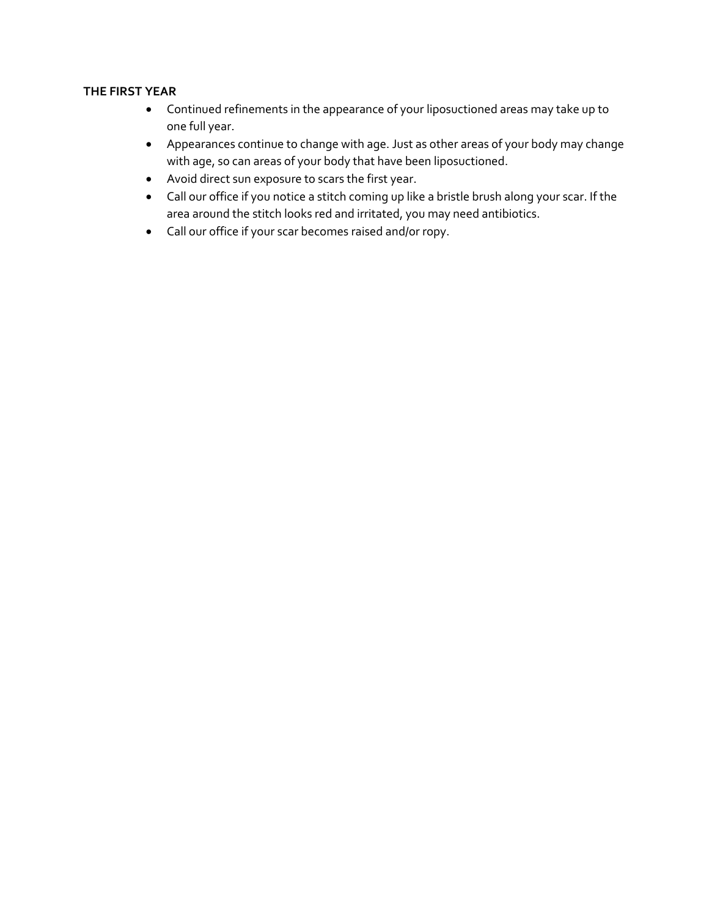**THE FIRST YEAR**

- Continued refinements in the appearance of your liposuctioned areas may take up to one full year.
- Appearances continue to change with age. Just as other areas of your body may change with age, so can areas of your body that have been liposuctioned.
- Avoid direct sun exposure to scars the first year.
- Call our office if you notice a stitch coming up like a bristle brush along your scar. If the area around the stitch looks red and irritated, you may need antibiotics.
- Call our office if your scar becomes raised and/or ropy.